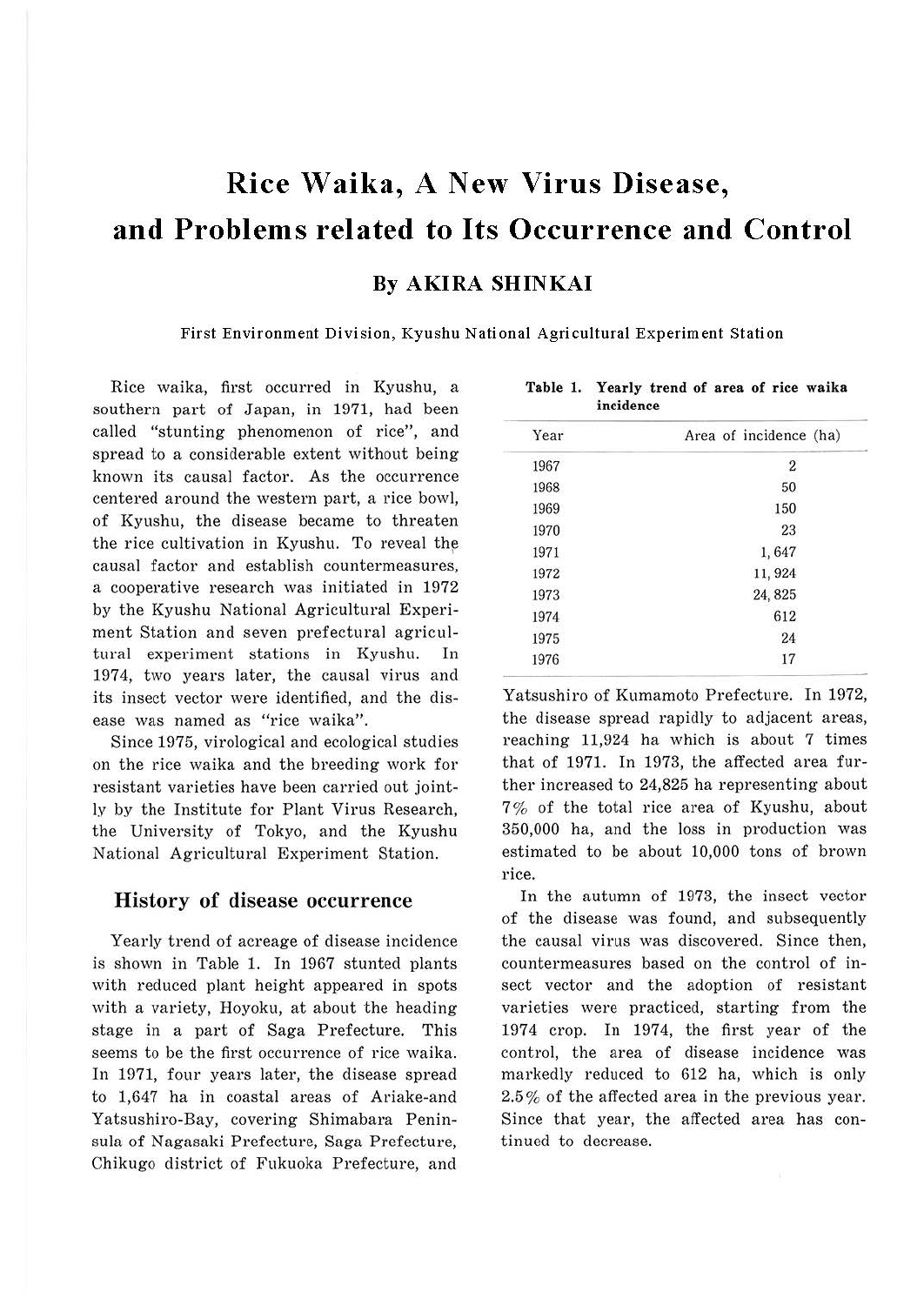# Rice Waika, A New Virus Disease, and Problems related to Its Occurrence and Control

## By AKIRA SHINKAI

First Environment Division, Kyushu National Agricultural Experiment Station

Rice waika, first occurred in Kyushu, a southern part of Japan, in 1971, had been called "stunting phenomenon of rice", and spread to a considerable extent without being known its causal factor. As the occurrence centered around the western part, a rice bowl, of Kyushu, the disease became to threaten the rice cultivation in Kyushu. To reveal the causal factor and establish countermeasures, a cooperative research was initiated in 1972 by the Kyushu National Agricultural Experiment Station and seven prefectural agricultural experiment stations in Kyushu. In 1974, two years later, the causal virus and its insect vector were identified, and the disease was named as "rice waika".

Since 1975, virological and ecological studies on the rice waika and the breeding work for resistant varieties have been carried out jointly by the Institute for Plant Virus Research, the University of Tokyo, and the Kyushu National Agricultural Experiment Station.

## History of disease occurrence

Yearly trend of acreage of disease incidence is shown in Table 1. In 1967 stunted plants with reduced plant height appeared in spots with a variety, Hoyoku, at about the heading stage in a part of Saga Prefecture. This seems to be the first occurrence of rice waika. In 1971, four years later, the disease spread to 1,647 ha in coastal areas of Ariake-and Yatsushiro-Bay, covering Shimabara Peninsula of Nagasaki Prefecture, Saga Prefecture, Chikugo district of Fukuoka Prefecture, and Yatsushiro of Kumamoto Prefecture. In 1972, the disease spread rapidly to adjacent areas, reaching 11,924 ha which is about 7 times that of 1971. In 1973, the affected area further increased to 24,825 ha representing about 7% of the total rice area of Kyushu, about 350,000 ha, and the loss in production was estimated to be about 10,000 tons of brown rice.

**Table 1. Yearly trend of area of rice waika incidence**

| Year | Area of incidence (ha) |
|---|---|
| 1967 | 2 |
| 1968 | 50 |
| 1969 | 150 |
| 1970 | 23 |
| 1971 | 1,647 |
| 1972 | 11,924 |
| 1973 | 24,825 |
| 1974 | 612 |
| 1975 | 24 |
| 1976 | 17 |

In the autumn of 1973, the insect vector of the disease was found, and subsequently the causal virus was discovered. Since then, countermeasures based on the control of insect vector and the adoption of resistant varieties were practiced, starting from the 1974 crop. In 1974, the first year of the control, the area of disease incidence was markedly reduced to 612 ha, which is only 2.5% of the affected area in the previous year. Since that year, the affected area has continued to decrease.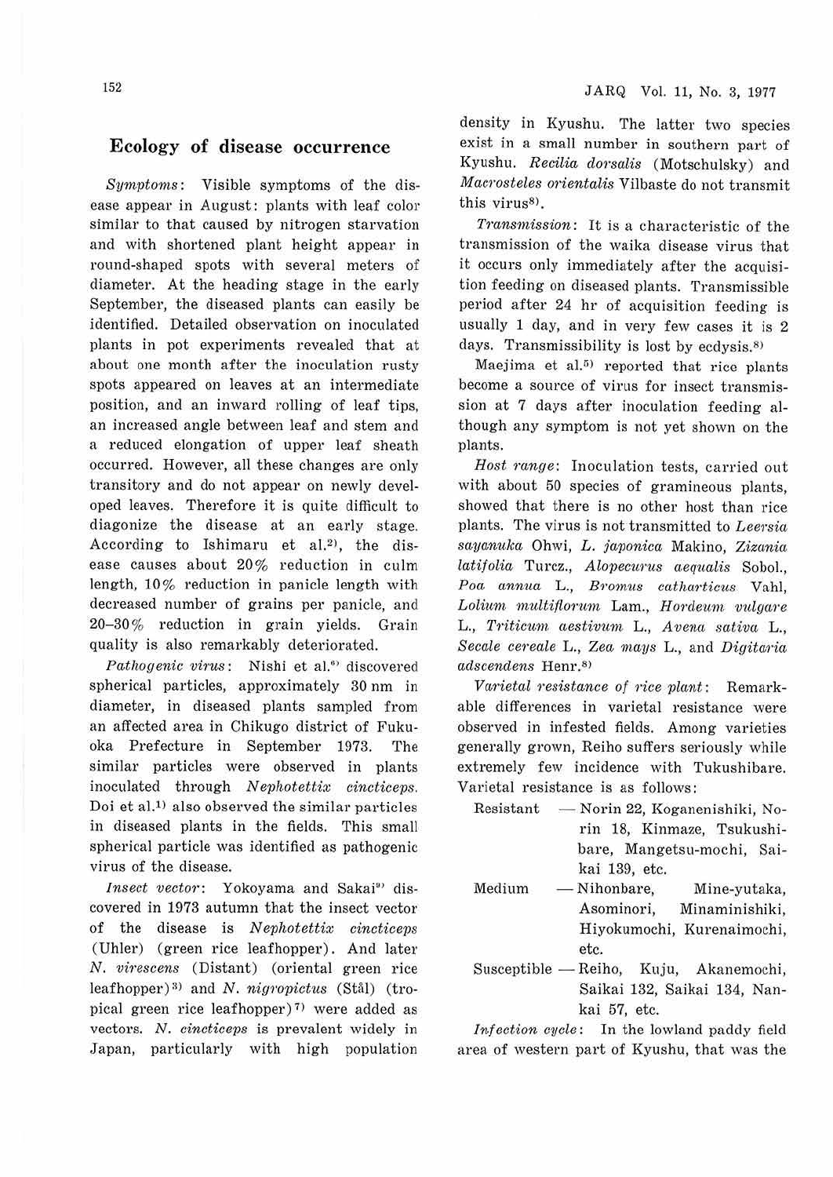## Ecology of disease occurrence

*Symptoms*: Visible symptoms of the disease appear in August: plants with leaf color similar to that caused by nitrogen starvation and with shortened plant height appear in round-shaped spots with several meters of diameter. At the heading stage in the early September, the diseased plants can easily be identified. Detailed observation on inoculated plants in pot experiments revealed that at about one month after the inoculation rusty spots appeared on leaves at an intermediate position, and an inward rolling of leaf tips, an increased angle between leaf and stem and a reduced elongation of upper leaf sheath occurred. However, all these changes are only transitory and do not appear on newly developed leaves. Therefore it is quite difficult to diagonize the disease at an early stage. According to Ishimaru et al.[2], the disease causes about 20% reduction in culm length, 10% reduction in panicle length with decreased number of grains per panicle, and 20–30% reduction in grain yields. Grain quality is also remarkably deteriorated.

*Pathogenic virus*: Nishi et al.[6] discovered spherical particles, approximately 30 nm in diameter, in diseased plants sampled from an affected area in Chikugo district of Fukuoka Prefecture in September 1973. The similar particles were observed in plants inoculated through *Nephotettix cincticeps*. Doi et al.[1] also observed the similar particles in diseased plants in the fields. This small spherical particle was identified as pathogenic virus of the disease.

*Insect vector*: Yokoyama and Sakai[9] discovered in 1973 autumn that the insect vector of the disease is *Nephotettix cincticeps* (Uhler) (green rice leafhopper). And later *N. virescens* (Distant) (oriental green rice leafhopper)[3] and *N. nigropictus* (Stål) (tropical green rice leafhopper)[7] were added as vectors. *N. cincticeps* is prevalent widely in Japan, particularly with high population density in Kyushu. The latter two species exist in a small number in southern part of Kyushu. *Recilia dorsalis* (Motschulsky) and *Macrosteles orientalis* Vilbaste do not transmit this virus[8].

*Transmission*: It is a characteristic of the transmission of the waika disease virus that it occurs only immediately after the acquisition feeding on diseased plants. Transmissible period after 24 hr of acquisition feeding is usually 1 day, and in very few cases it is 2 days. Transmissibility is lost by ecdysis.[8]

Maejima et al.[5] reported that rice plants become a source of virus for insect transmission at 7 days after inoculation feeding although any symptom is not yet shown on the plants.

*Host range*: Inoculation tests, carried out with about 50 species of gramineous plants, showed that there is no other host than rice plants. The virus is not transmitted to *Leersia sayanuka* Ohwi, *L. japonica* Makino, *Zizania latifolia* Turcz., *Alopecurus aequalis* Sobol., *Poa annua* L., *Bromus catharticus* Vahl, *Lolium multiflorum* Lam., *Hordeum vulgare* L., *Triticum aestivum* L., *Avena sativa* L., *Secale cereale* L., *Zea mays* L., and *Digitaria adscendens* Henr.[8]

*Varietal resistance of rice plant*: Remarkable differences in varietal resistance were observed in infested fields. Among varieties generally grown, Reiho suffers seriously while extremely few incidence with Tukushibare. Varietal resistance is as follows:

- Resistant — Norin 22, Koganenishiki, Norin 18, Kinmaze, Tsukushibare, Mangetsu-mochi, Saikai 139, etc.
- Medium — Nihonbare, Mine-yutaka, Asominori, Minaminishiki, Hiyokumochi, Kurenaimochi, etc.
- Susceptible — Reiho, Kuju, Akanemochi, Saikai 132, Saikai 134, Nankai 57, etc.

*Infection cycle*: In the lowland paddy field area of western part of Kyushu, that was the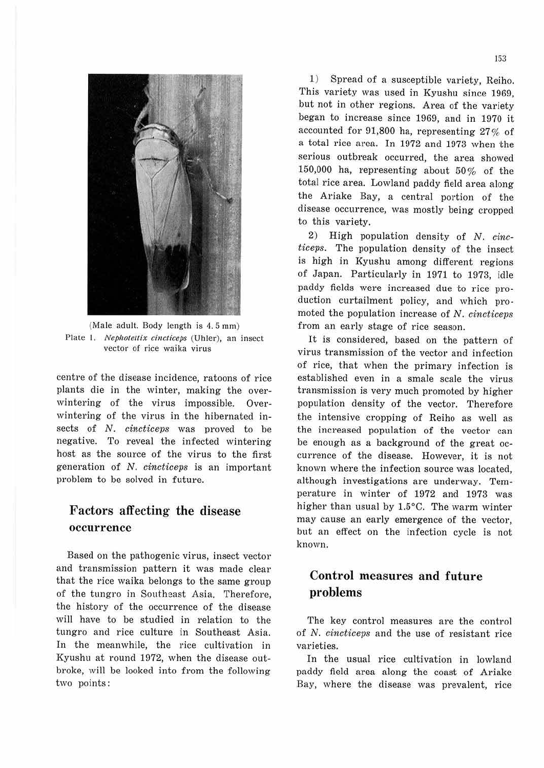(Male adult. Body length is 4.5 mm)

Plate 1. *Nephotettix cincticeps* (Uhler), an insect vector of rice waika virus

centre of the disease incidence, ratoons of rice plants die in the winter, making the over-wintering of the virus impossible. Over-wintering of the virus in the hibernated insects of *N. cincticeps* was proved to be negative. To reveal the infected wintering host as the source of the virus to the first generation of *N. cincticeps* is an important problem to be solved in future.

## Factors affecting the disease occurrence

Based on the pathogenic virus, insect vector and transmission pattern it was made clear that the rice waika belongs to the same group of the tungro in Southeast Asia. Therefore, the history of the occurrence of the disease will have to be studied in relation to the tungro and rice culture in Southeast Asia. In the meanwhile, the rice cultivation in Kyushu at round 1972, when the disease outbroke, will be looked into from the following two points:

1) Spread of a susceptible variety, Reiho. This variety was used in Kyushu since 1969, but not in other regions. Area of the variety began to increase since 1969, and in 1970 it accounted for 91,800 ha, representing 27% of a total rice area. In 1972 and 1973 when the serious outbreak occurred, the area showed 150,000 ha, representing about 50% of the total rice area. Lowland paddy field area along the Ariake Bay, a central portion of the disease occurrence, was mostly being cropped to this variety.

2) High population density of *N. cincticeps*. The population density of the insect is high in Kyushu among different regions of Japan. Particularly in 1971 to 1973, idle paddy fields were increased due to rice production curtailment policy, and which promoted the population increase of *N. cincticeps* from an early stage of rice season.

It is considered, based on the pattern of virus transmission of the vector and infection of rice, that when the primary infection is established even in a smale scale the virus transmission is very much promoted by higher population density of the vector. Therefore the intensive cropping of Reiho as well as the increased population of the vector can be enough as a background of the great occurrence of the disease. However, it is not known where the infection source was located, although investigations are underway. Temperature in winter of 1972 and 1973 was higher than usual by 1.5°C. The warm winter may cause an early emergence of the vector, but an effect on the infection cycle is not known.

## Control measures and future problems

The key control measures are the control of *N. cincticeps* and the use of resistant rice varieties.

In the usual rice cultivation in lowland paddy field area along the coast of Ariake Bay, where the disease was prevalent, rice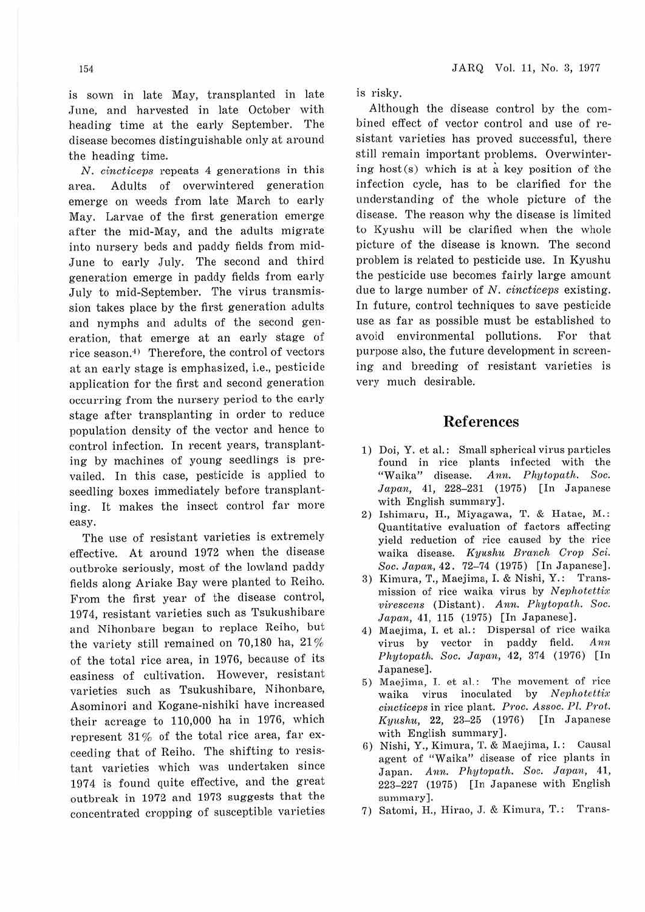is sown in late May, transplanted in late June, and harvested in late October with heading time at the early September. The disease becomes distinguishable only at around the heading time.

*N. cincticeps* repeats 4 generations in this area. Adults of overwintered generation emerge on weeds from late March to early May. Larvae of the first generation emerge after the mid-May, and the adults migrate into nursery beds and paddy fields from mid-June to early July. The second and third generation emerge in paddy fields from early July to mid-September. The virus transmission takes place by the first generation adults and nymphs and adults of the second generation, that emerge at an early stage of rice season.[4] Therefore, the control of vectors at an early stage is emphasized, i.e., pesticide application for the first and second generation occurring from the nursery period to the early stage after transplanting in order to reduce population density of the vector and hence to control infection. In recent years, transplanting by machines of young seedlings is prevailed. In this case, pesticide is applied to seedling boxes immediately before transplanting. It makes the insect control far more easy.

The use of resistant varieties is extremely effective. At around 1972 when the disease outbroke seriously, most of the lowland paddy fields along Ariake Bay were planted to Reiho. From the first year of the disease control, 1974, resistant varieties such as Tsukushibare and Nihonbare began to replace Reiho, but the variety still remained on 70,180 ha, 21% of the total rice area, in 1976, because of its easiness of cultivation. However, resistant varieties such as Tsukushibare, Nihonbare, Asominori and Kogane-nishiki have increased their acreage to 110,000 ha in 1976, which represent 31% of the total rice area, far exceeding that of Reiho. The shifting to resistant varieties which was undertaken since 1974 is found quite effective, and the great outbreak in 1972 and 1973 suggests that the concentrated cropping of susceptible varieties is risky.

Although the disease control by the combined effect of vector control and use of resistant varieties has proved successful, there still remain important problems. Overwintering host(s) which is at a key position of the infection cycle, has to be clarified for the understanding of the whole picture of the disease. The reason why the disease is limited to Kyushu will be clarified when the whole picture of the disease is known. The second problem is related to pesticide use. In Kyushu the pesticide use becomes fairly large amount due to large number of *N. cincticeps* existing. In future, control techniques to save pesticide use as far as possible must be established to avoid environmental pollutions. For that purpose also, the future development in screening and breeding of resistant varieties is very much desirable.

## References

1) Doi, Y. et al.: Small spherical virus particles found in rice plants infected with the "Waika" disease. *Ann. Phytopath. Soc. Japan*, 41, 228–231 (1975) [In Japanese with English summary].
2) Ishimaru, H., Miyagawa, T. & Hatae, M.: Quantitative evaluation of factors affecting yield reduction of rice caused by the rice waika disease. *Kyushu Branch Crop Sci. Soc. Japan*, 42. 72–74 (1975) [In Japanese].
3) Kimura, T., Maejima, I. & Nishi, Y.: Transmission of rice waika virus by *Nephotettix virescens* (Distant). *Ann. Phytopath. Soc. Japan*, 41, 115 (1975) [In Japanese].
4) Maejima, I. et al.: Dispersal of rice waika virus by vector in paddy field. *Ann Phytopath. Soc. Japan*, 42, 374 (1976) [In Japanese].
5) Maejima, I. et al.: The movement of rice waika virus inoculated by *Nephotettix cincticeps* in rice plant. *Proc. Assoc. Pl. Prot. Kyushu*, 22, 23–25 (1976) [In Japanese with English summary].
6) Nishi, Y., Kimura, T. & Maejima, I.: Causal agent of "Waika" disease of rice plants in Japan. *Ann. Phytopath. Soc. Japan*, 41, 223–227 (1975) [In Japanese with English summary].
7) Satomi, H., Hirao, J. & Kimura, T.: Trans-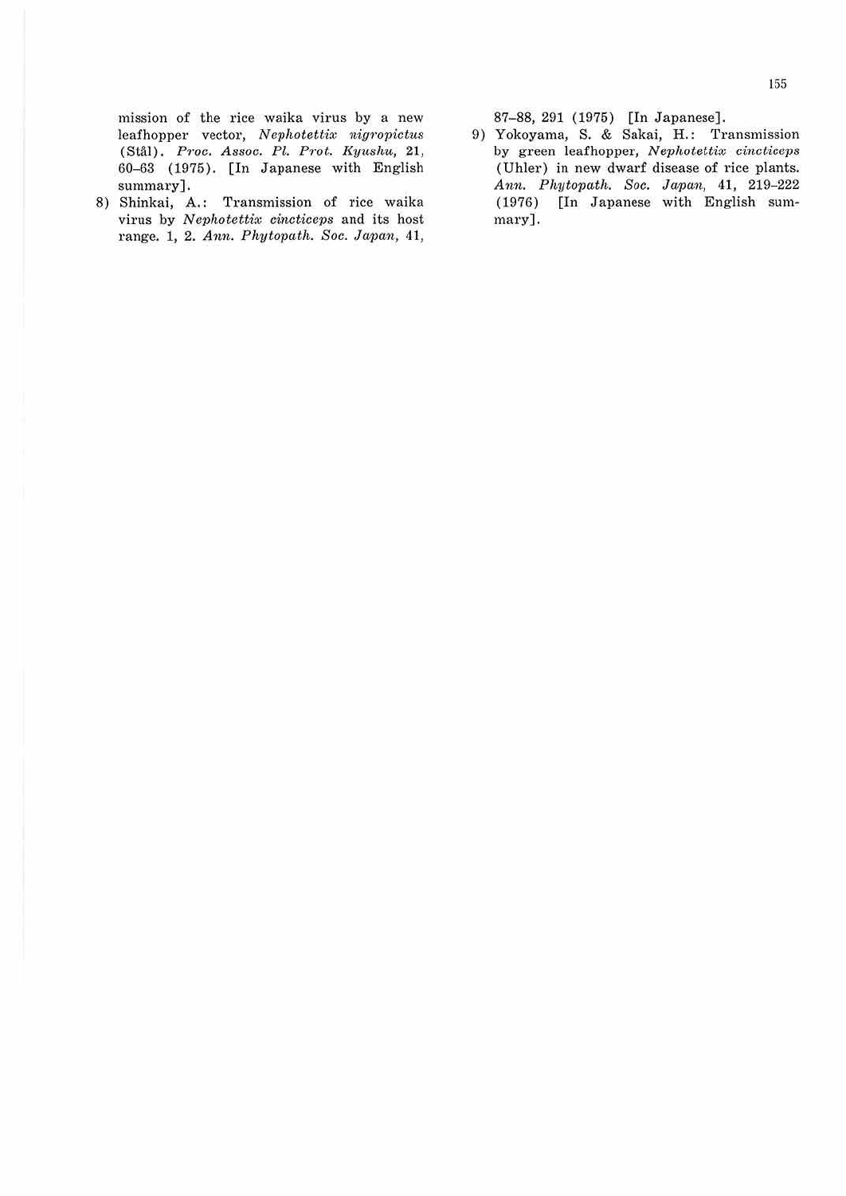mission of the rice waika virus by a new leafhopper vector, *Nephotettix nigropictus* (Stål). *Proc. Assoc. Pl. Prot. Kyushu*, 21, 60–63 (1975). [In Japanese with English summary].

8) Shinkai, A.: Transmission of rice waika virus by *Nephotettix cincticeps* and its host range. 1, 2. *Ann. Phytopath. Soc. Japan*, 41, 87–88, 291 (1975) [In Japanese].

9) Yokoyama, S. & Sakai, H.: Transmission by green leafhopper, *Nephotettix cincticeps* (Uhler) in new dwarf disease of rice plants. *Ann. Phytopath. Soc. Japan*, 41, 219–222 (1976) [In Japanese with English summary].